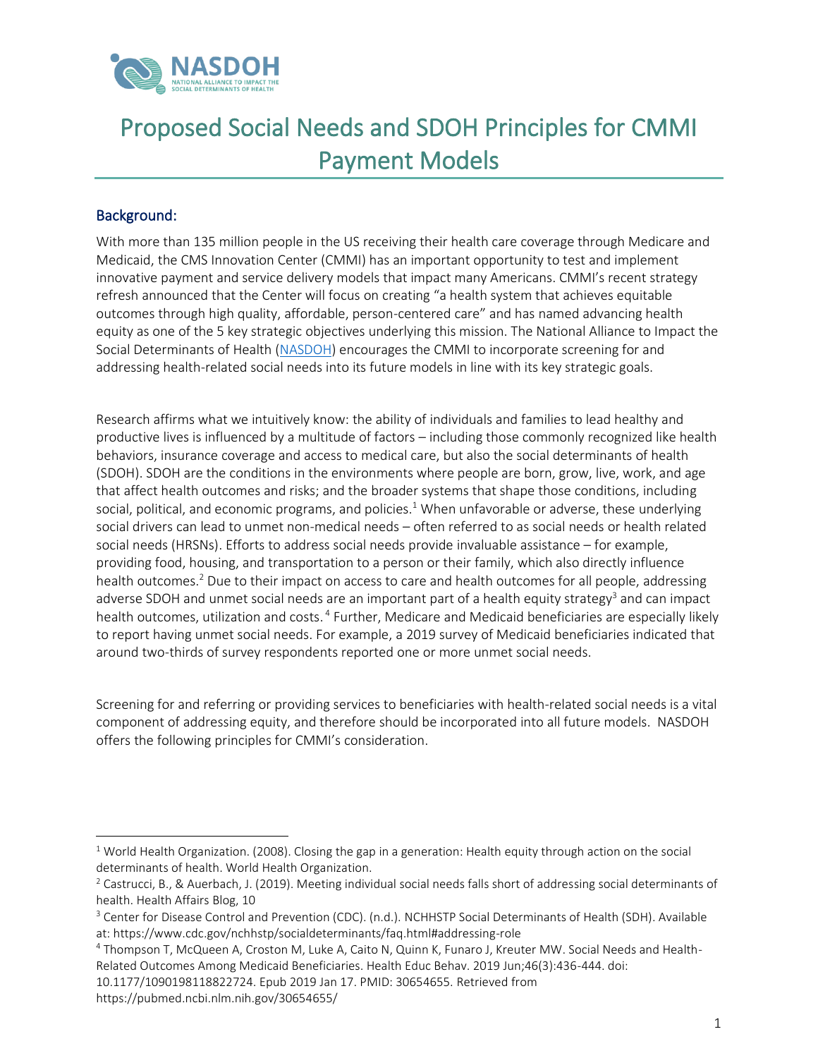# Proposed Social Needs and SDOH Principles for CMMI Payment Models

## Background:

With more than 135 million people in the US receiving their health care coverage through Medicare and Medicaid, the CMS Innovation Center (CMMI) has an important opportunity to test and implement innovative payment and service delivery models that impact many Americans. CMMI's recent strategy refresh announced that the Center will focus on creating "a health system that achieves equitable outcomes through high quality, affordable, person-centered care" and has named advancing health equity as one of the 5 key strategic objectives underlying this mission. The National Alliance to Impact the Social Determinants of Health (NASDOH) encourages the CMMI to incorporate screening for and addressing health-related social needs into its future models in line with its key strategic goals.

Research affirms what we intuitively know: the ability of individuals and families to lead healthy and productive lives is influenced by a multitude of factors – including those commonly recognized like health behaviors, insurance coverage and access to medical care, but also the social determinants of health (SDOH). SDOH are the conditions in the environments where people are born, grow, live, work, and age that affect health outcomes and risks; and the broader systems that shape those conditions, including social, political, and economic programs, and policies.[1] When unfavorable or adverse, these underlying social drivers can lead to unmet non-medical needs – often referred to as social needs or health related social needs (HRSNs). Efforts to address social needs provide invaluable assistance – for example, providing food, housing, and transportation to a person or their family, which also directly influence health outcomes.[2] Due to their impact on access to care and health outcomes for all people, addressing adverse SDOH and unmet social needs are an important part of a health equity strategy[3] and can impact health outcomes, utilization and costs.[4] Further, Medicare and Medicaid beneficiaries are especially likely to report having unmet social needs. For example, a 2019 survey of Medicaid beneficiaries indicated that around two-thirds of survey respondents reported one or more unmet social needs.

Screening for and referring or providing services to beneficiaries with health-related social needs is a vital component of addressing equity, and therefore should be incorporated into all future models. NASDOH offers the following principles for CMMI's consideration.

---

[1] World Health Organization. (2008). Closing the gap in a generation: Health equity through action on the social determinants of health. World Health Organization.

[2] Castrucci, B., & Auerbach, J. (2019). Meeting individual social needs falls short of addressing social determinants of health. Health Affairs Blog, 10

[3] Center for Disease Control and Prevention (CDC). (n.d.). NCHHSTP Social Determinants of Health (SDH). Available at: https://www.cdc.gov/nchhstp/socialdeterminants/faq.html#addressing-role

[4] Thompson T, McQueen A, Croston M, Luke A, Caito N, Quinn K, Funaro J, Kreuter MW. Social Needs and Health-Related Outcomes Among Medicaid Beneficiaries. Health Educ Behav. 2019 Jun;46(3):436-444. doi: 10.1177/1090198118822724. Epub 2019 Jan 17. PMID: 30654655. Retrieved from https://pubmed.ncbi.nlm.nih.gov/30654655/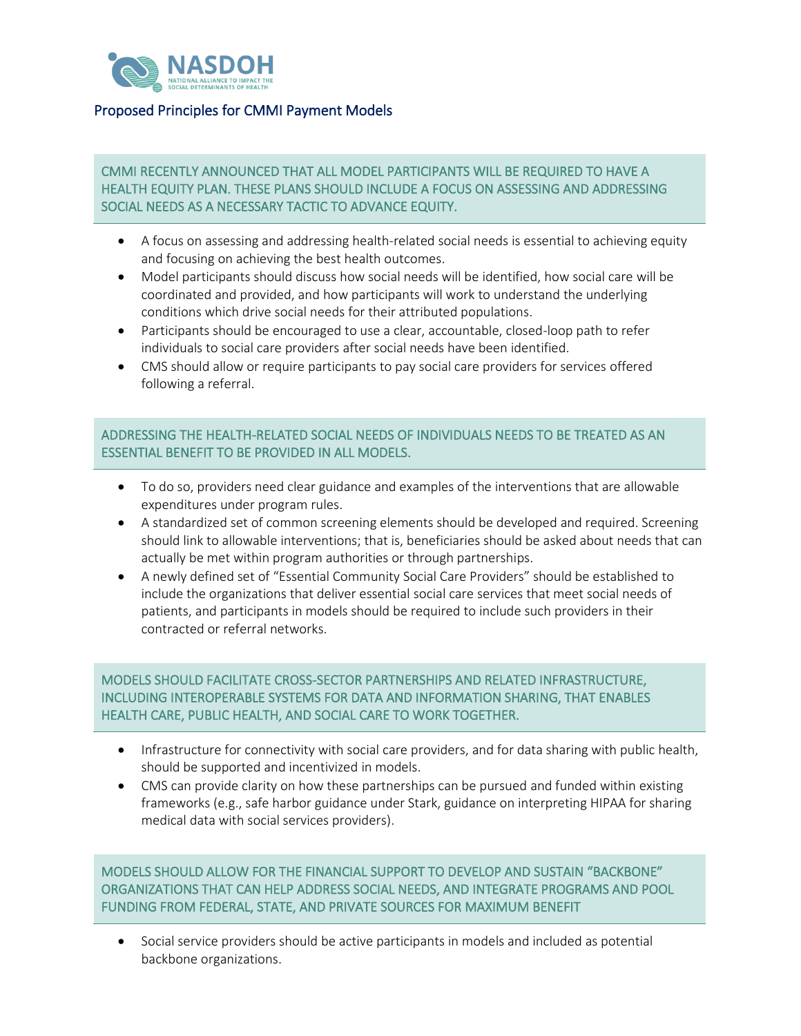NASDOH

NATIONAL ALLIANCE TO IMPACT THE SOCIAL DETERMINANTS OF HEALTH

# Proposed Principles for CMMI Payment Models

## CMMI RECENTLY ANNOUNCED THAT ALL MODEL PARTICIPANTS WILL BE REQUIRED TO HAVE A HEALTH EQUITY PLAN. THESE PLANS SHOULD INCLUDE A FOCUS ON ASSESSING AND ADDRESSING SOCIAL NEEDS AS A NECESSARY TACTIC TO ADVANCE EQUITY.

- A focus on assessing and addressing health-related social needs is essential to achieving equity and focusing on achieving the best health outcomes.
- Model participants should discuss how social needs will be identified, how social care will be coordinated and provided, and how participants will work to understand the underlying conditions which drive social needs for their attributed populations.
- Participants should be encouraged to use a clear, accountable, closed-loop path to refer individuals to social care providers after social needs have been identified.
- CMS should allow or require participants to pay social care providers for services offered following a referral.

## ADDRESSING THE HEALTH-RELATED SOCIAL NEEDS OF INDIVIDUALS NEEDS TO BE TREATED AS AN ESSENTIAL BENEFIT TO BE PROVIDED IN ALL MODELS.

- To do so, providers need clear guidance and examples of the interventions that are allowable expenditures under program rules.
- A standardized set of common screening elements should be developed and required. Screening should link to allowable interventions; that is, beneficiaries should be asked about needs that can actually be met within program authorities or through partnerships.
- A newly defined set of "Essential Community Social Care Providers" should be established to include the organizations that deliver essential social care services that meet social needs of patients, and participants in models should be required to include such providers in their contracted or referral networks.

## MODELS SHOULD FACILITATE CROSS-SECTOR PARTNERSHIPS AND RELATED INFRASTRUCTURE, INCLUDING INTEROPERABLE SYSTEMS FOR DATA AND INFORMATION SHARING, THAT ENABLES HEALTH CARE, PUBLIC HEALTH, AND SOCIAL CARE TO WORK TOGETHER.

- Infrastructure for connectivity with social care providers, and for data sharing with public health, should be supported and incentivized in models.
- CMS can provide clarity on how these partnerships can be pursued and funded within existing frameworks (e.g., safe harbor guidance under Stark, guidance on interpreting HIPAA for sharing medical data with social services providers).

## MODELS SHOULD ALLOW FOR THE FINANCIAL SUPPORT TO DEVELOP AND SUSTAIN "BACKBONE" ORGANIZATIONS THAT CAN HELP ADDRESS SOCIAL NEEDS, AND INTEGRATE PROGRAMS AND POOL FUNDING FROM FEDERAL, STATE, AND PRIVATE SOURCES FOR MAXIMUM BENEFIT

- Social service providers should be active participants in models and included as potential backbone organizations.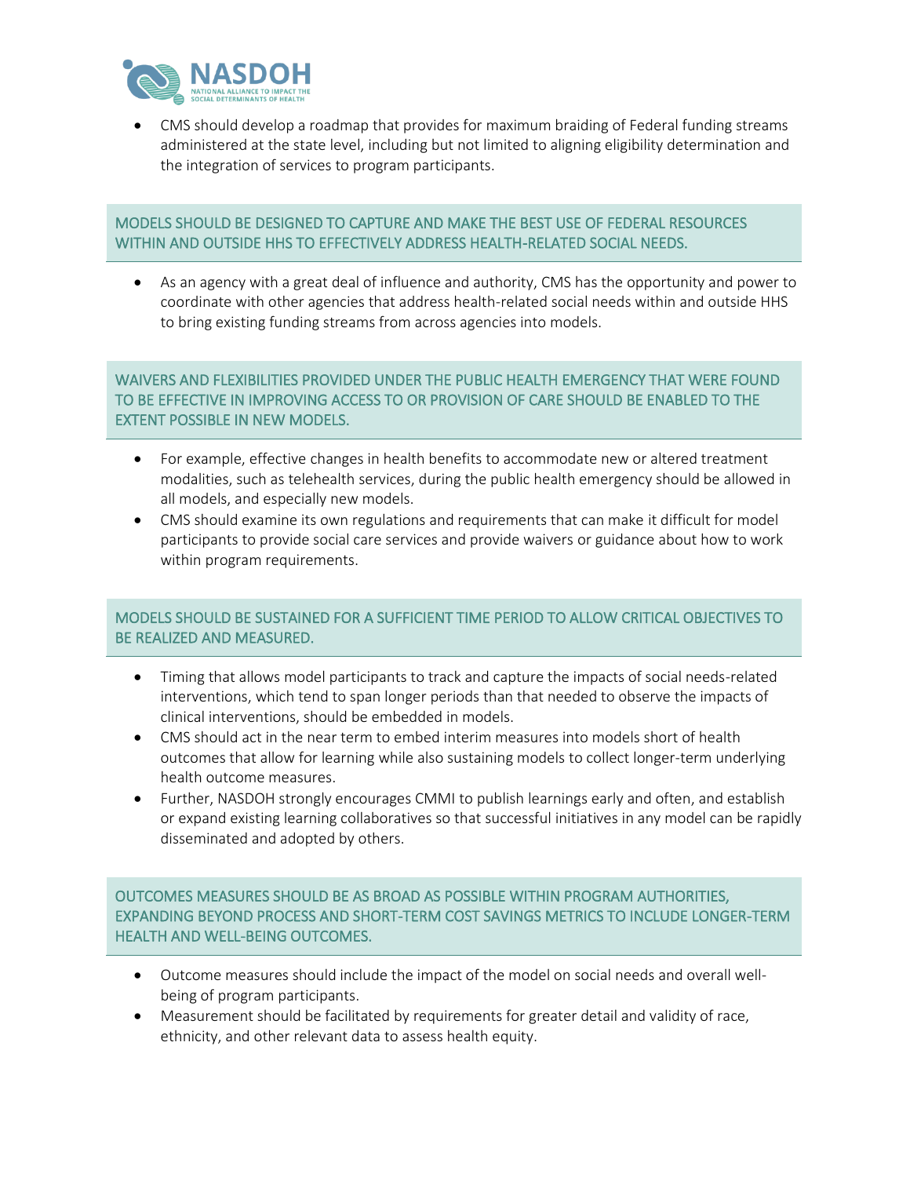- CMS should develop a roadmap that provides for maximum braiding of Federal funding streams administered at the state level, including but not limited to aligning eligibility determination and the integration of services to program participants.

## MODELS SHOULD BE DESIGNED TO CAPTURE AND MAKE THE BEST USE OF FEDERAL RESOURCES WITHIN AND OUTSIDE HHS TO EFFECTIVELY ADDRESS HEALTH-RELATED SOCIAL NEEDS.

- As an agency with a great deal of influence and authority, CMS has the opportunity and power to coordinate with other agencies that address health-related social needs within and outside HHS to bring existing funding streams from across agencies into models.

## WAIVERS AND FLEXIBILITIES PROVIDED UNDER THE PUBLIC HEALTH EMERGENCY THAT WERE FOUND TO BE EFFECTIVE IN IMPROVING ACCESS TO OR PROVISION OF CARE SHOULD BE ENABLED TO THE EXTENT POSSIBLE IN NEW MODELS.

- For example, effective changes in health benefits to accommodate new or altered treatment modalities, such as telehealth services, during the public health emergency should be allowed in all models, and especially new models.
- CMS should examine its own regulations and requirements that can make it difficult for model participants to provide social care services and provide waivers or guidance about how to work within program requirements.

## MODELS SHOULD BE SUSTAINED FOR A SUFFICIENT TIME PERIOD TO ALLOW CRITICAL OBJECTIVES TO BE REALIZED AND MEASURED.

- Timing that allows model participants to track and capture the impacts of social needs-related interventions, which tend to span longer periods than that needed to observe the impacts of clinical interventions, should be embedded in models.
- CMS should act in the near term to embed interim measures into models short of health outcomes that allow for learning while also sustaining models to collect longer-term underlying health outcome measures.
- Further, NASDOH strongly encourages CMMI to publish learnings early and often, and establish or expand existing learning collaboratives so that successful initiatives in any model can be rapidly disseminated and adopted by others.

## OUTCOMES MEASURES SHOULD BE AS BROAD AS POSSIBLE WITHIN PROGRAM AUTHORITIES, EXPANDING BEYOND PROCESS AND SHORT-TERM COST SAVINGS METRICS TO INCLUDE LONGER-TERM HEALTH AND WELL-BEING OUTCOMES.

- Outcome measures should include the impact of the model on social needs and overall well-being of program participants.
- Measurement should be facilitated by requirements for greater detail and validity of race, ethnicity, and other relevant data to assess health equity.